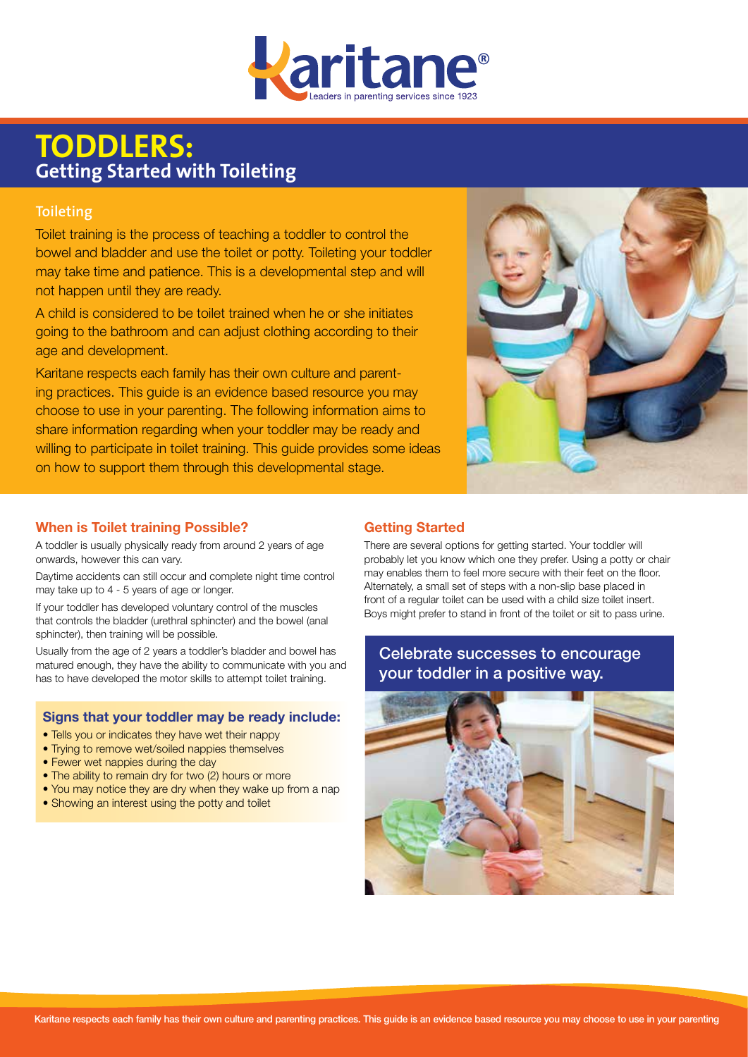# TODDLERS:
## Getting Started with Toileting

### Toileting

Toilet training is the process of teaching a toddler to control the bowel and bladder and use the toilet or potty. Toileting your toddler may take time and patience. This is a developmental step and will not happen until they are ready.

A child is considered to be toilet trained when he or she initiates going to the bathroom and can adjust clothing according to their age and development.

Karitane respects each family has their own culture and parenting practices. This guide is an evidence based resource you may choose to use in your parenting. The following information aims to share information regarding when your toddler may be ready and willing to participate in toilet training. This guide provides some ideas on how to support them through this developmental stage.

### When is Toilet training Possible?

A toddler is usually physically ready from around 2 years of age onwards, however this can vary.

Daytime accidents can still occur and complete night time control may take up to 4 - 5 years of age or longer.

If your toddler has developed voluntary control of the muscles that controls the bladder (urethral sphincter) and the bowel (anal sphincter), then training will be possible.

Usually from the age of 2 years a toddler's bladder and bowel has matured enough, they have the ability to communicate with you and has to have developed the motor skills to attempt toilet training.

#### Signs that your toddler may be ready include:

- Tells you or indicates they have wet their nappy
- Trying to remove wet/soiled nappies themselves
- Fewer wet nappies during the day
- The ability to remain dry for two (2) hours or more
- You may notice they are dry when they wake up from a nap
- Showing an interest using the potty and toilet

### Getting Started

There are several options for getting started. Your toddler will probably let you know which one they prefer. Using a potty or chair may enables them to feel more secure with their feet on the floor. Alternately, a small set of steps with a non-slip base placed in front of a regular toilet can be used with a child size toilet insert. Boys might prefer to stand in front of the toilet or sit to pass urine.

**Celebrate successes to encourage your toddler in a positive way.**

Karitane respects each family has their own culture and parenting practices. This guide is an evidence based resource you may choose to use in your parenting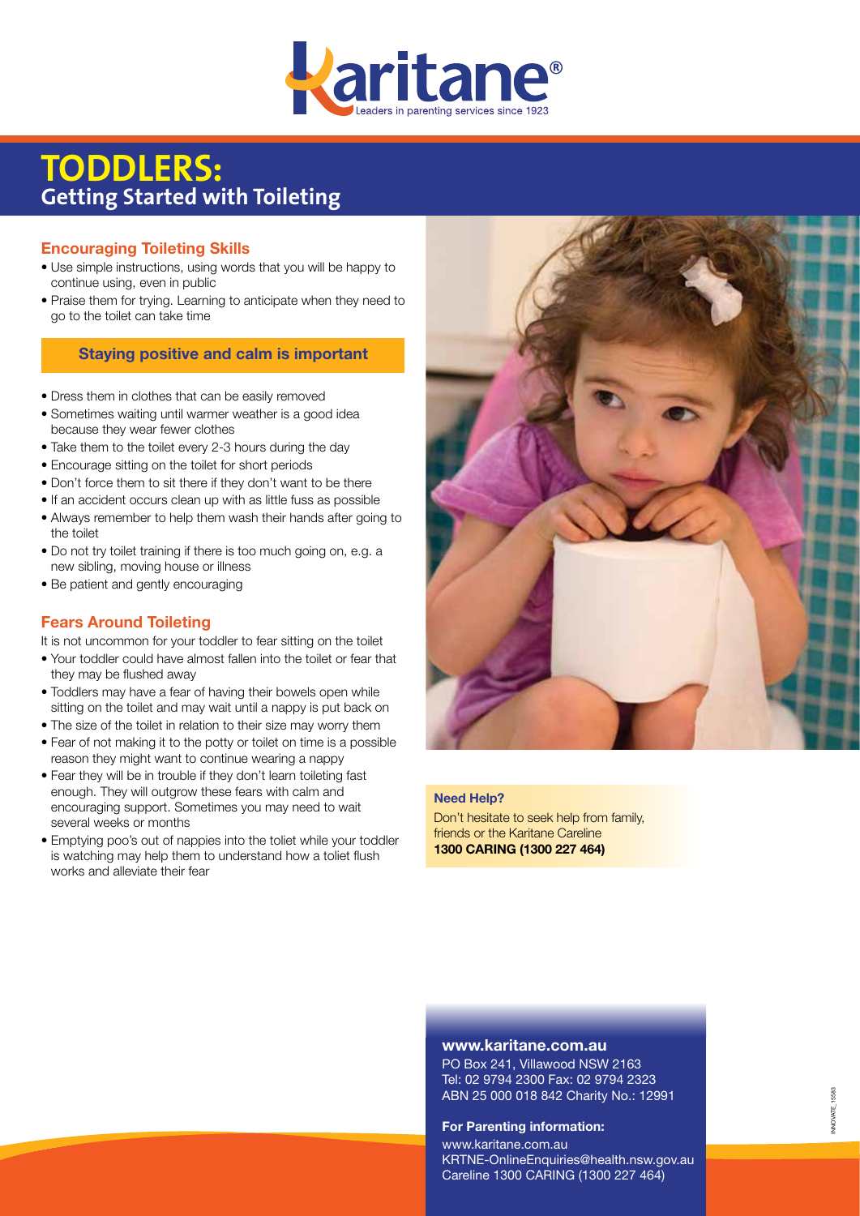Karitane®
Leaders in parenting services since 1923

# TODDLERS:
## Getting Started with Toileting

### Encouraging Toileting Skills

- Use simple instructions, using words that you will be happy to continue using, even in public
- Praise them for trying. Learning to anticipate when they need to go to the toilet can take time

**Staying positive and calm is important**

- Dress them in clothes that can be easily removed
- Sometimes waiting until warmer weather is a good idea because they wear fewer clothes
- Take them to the toilet every 2-3 hours during the day
- Encourage sitting on the toilet for short periods
- Don't force them to sit there if they don't want to be there
- If an accident occurs clean up with as little fuss as possible
- Always remember to help them wash their hands after going to the toilet
- Do not try toilet training if there is too much going on, e.g. a new sibling, moving house or illness
- Be patient and gently encouraging

### Fears Around Toileting

It is not uncommon for your toddler to fear sitting on the toilet

- Your toddler could have almost fallen into the toilet or fear that they may be flushed away
- Toddlers may have a fear of having their bowels open while sitting on the toilet and may wait until a nappy is put back on
- The size of the toilet in relation to their size may worry them
- Fear of not making it to the potty or toilet on time is a possible reason they might want to continue wearing a nappy
- Fear they will be in trouble if they don't learn toileting fast enough. They will outgrow these fears with calm and encouraging support. Sometimes you may need to wait several weeks or months
- Emptying poo's out of nappies into the toliet while your toddler is watching may help them to understand how a toliet flush works and alleviate their fear

**Need Help?**

Don't hesitate to seek help from family, friends or the Karitane Careline
**1300 CARING (1300 227 464)**

**www.karitane.com.au**
PO Box 241, Villawood NSW 2163
Tel: 02 9794 2300 Fax: 02 9794 2323
ABN 25 000 018 842 Charity No.: 12991

**For Parenting information:**
www.karitane.com.au
KRTNE-OnlineEnquiries@health.nsw.gov.au
Careline 1300 CARING (1300 227 464)

INNOVATE_15583